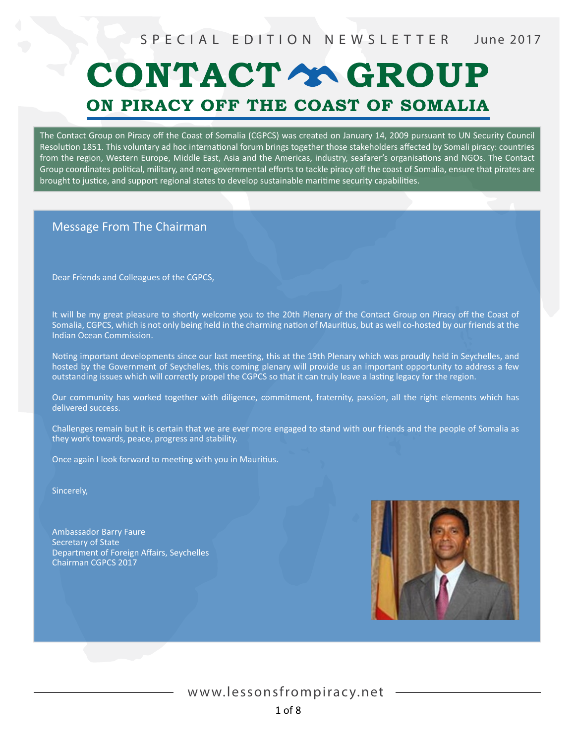SPECIAL EDITION NEWSLETTER June 2017

# CONTACT GROUP

## ON PIRACY OFF THE COAST OF SOMALIA

The Contact Group on Piracy off the Coast of Somalia (CGPCS) was created on January 14, 2009 pursuant to UN Security Council Resolution 1851. This voluntary ad hoc international forum brings together those stakeholders affected by Somali piracy: countries from the region, Western Europe, Middle East, Asia and the Americas, industry, seafarer's organisations and NGOs. The Contact Group coordinates political, military, and non-governmental efforts to tackle piracy off the coast of Somalia, ensure that pirates are brought to justice, and support regional states to develop sustainable maritime security capabilities.

### Message From The Chairman

Dear Friends and Colleagues of the CGPCS,

It will be my great pleasure to shortly welcome you to the 20th Plenary of the Contact Group on Piracy off the Coast of Somalia, CGPCS, which is not only being held in the charming nation of Mauritius, but as well co-hosted by our friends at the Indian Ocean Commission.

Noting important developments since our last meeting, this at the 19th Plenary which was proudly held in Seychelles, and hosted by the Government of Seychelles, this coming plenary will provide us an important opportunity to address a few outstanding issues which will correctly propel the CGPCS so that it can truly leave a lasting legacy for the region.

Our community has worked together with diligence, commitment, fraternity, passion, all the right elements which has delivered success.

Challenges remain but it is certain that we are ever more engaged to stand with our friends and the people of Somalia as they work towards, peace, progress and stability.

Once again I look forward to meeting with you in Mauritius.

Sincerely,

Ambassador Barry Faure
Secretary of State
Department of Foreign Affairs, Seychelles
Chairman CGPCS 2017

www.lessonsfrompiracy.net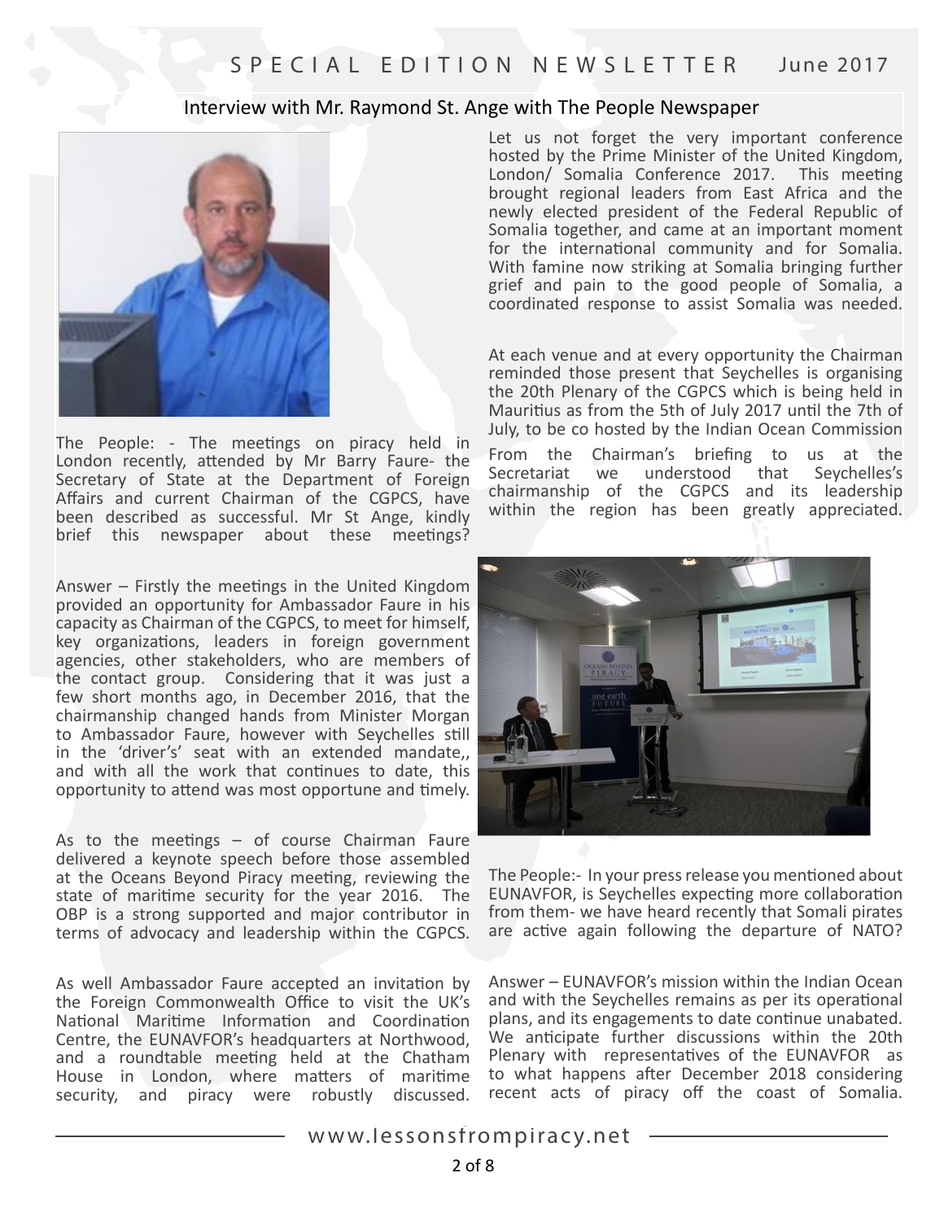## Interview with Mr. Raymond St. Ange with The People Newspaper

The People: - The meetings on piracy held in London recently, attended by Mr Barry Faure- the Secretary of State at the Department of Foreign Affairs and current Chairman of the CGPCS, have been described as successful. Mr St Ange, kindly brief this newspaper about these meetings?

Answer – Firstly the meetings in the United Kingdom provided an opportunity for Ambassador Faure in his capacity as Chairman of the CGPCS, to meet for himself, key organizations, leaders in foreign government agencies, other stakeholders, who are members of the contact group. Considering that it was just a few short months ago, in December 2016, that the chairmanship changed hands from Minister Morgan to Ambassador Faure, however with Seychelles still in the 'driver's' seat with an extended mandate,, and with all the work that continues to date, this opportunity to attend was most opportune and timely.

As to the meetings – of course Chairman Faure delivered a keynote speech before those assembled at the Oceans Beyond Piracy meeting, reviewing the state of maritime security for the year 2016. The OBP is a strong supported and major contributor in terms of advocacy and leadership within the CGPCS.

As well Ambassador Faure accepted an invitation by the Foreign Commonwealth Office to visit the UK's National Maritime Information and Coordination Centre, the EUNAVFOR's headquarters at Northwood, and a roundtable meeting held at the Chatham House in London, where matters of maritime security, and piracy were robustly discussed.

Let us not forget the very important conference hosted by the Prime Minister of the United Kingdom, London/ Somalia Conference 2017. This meeting brought regional leaders from East Africa and the newly elected president of the Federal Republic of Somalia together, and came at an important moment for the international community and for Somalia. With famine now striking at Somalia bringing further grief and pain to the good people of Somalia, a coordinated response to assist Somalia was needed.

At each venue and at every opportunity the Chairman reminded those present that Seychelles is organising the 20th Plenary of the CGPCS which is being held in Mauritius as from the 5th of July 2017 until the 7th of July, to be co hosted by the Indian Ocean Commission

From the Chairman's briefing to us at the Secretariat we understood that Seychelles's chairmanship of the CGPCS and its leadership within the region has been greatly appreciated.

The People:- In your press release you mentioned about EUNAVFOR, is Seychelles expecting more collaboration from them- we have heard recently that Somali pirates are active again following the departure of NATO?

Answer – EUNAVFOR's mission within the Indian Ocean and with the Seychelles remains as per its operational plans, and its engagements to date continue unabated. We anticipate further discussions within the 20th Plenary with representatives of the EUNAVFOR as to what happens after December 2018 considering recent acts of piracy off the coast of Somalia.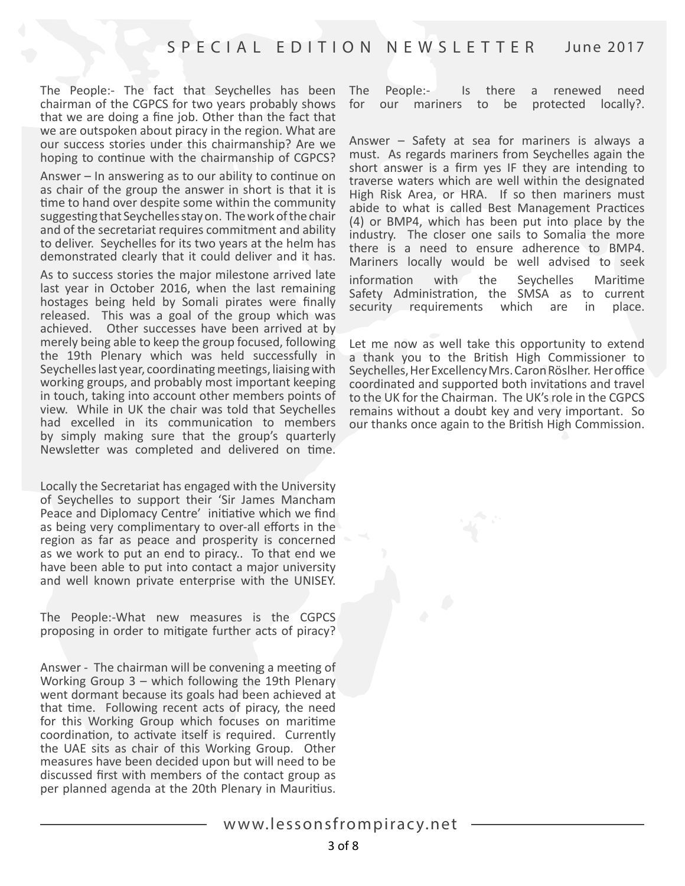The People:- The fact that Seychelles has been chairman of the CGPCS for two years probably shows that we are doing a fine job. Other than the fact that we are outspoken about piracy in the region. What are our success stories under this chairmanship? Are we hoping to continue with the chairmanship of CGPCS?

Answer – In answering as to our ability to continue on as chair of the group the answer in short is that it is time to hand over despite some within the community suggesting that Seychelles stay on. The work of the chair and of the secretariat requires commitment and ability to deliver. Seychelles for its two years at the helm has demonstrated clearly that it could deliver and it has.

As to success stories the major milestone arrived late last year in October 2016, when the last remaining hostages being held by Somali pirates were finally released. This was a goal of the group which was achieved. Other successes have been arrived at by merely being able to keep the group focused, following the 19th Plenary which was held successfully in Seychelles last year, coordinating meetings, liaising with working groups, and probably most important keeping in touch, taking into account other members points of view. While in UK the chair was told that Seychelles had excelled in its communication to members by simply making sure that the group's quarterly Newsletter was completed and delivered on time.

Locally the Secretariat has engaged with the University of Seychelles to support their 'Sir James Mancham Peace and Diplomacy Centre' initiative which we find as being very complimentary to over-all efforts in the region as far as peace and prosperity is concerned as we work to put an end to piracy.. To that end we have been able to put into contact a major university and well known private enterprise with the UNISEY.

The People:-What new measures is the CGPCS proposing in order to mitigate further acts of piracy?

Answer - The chairman will be convening a meeting of Working Group 3 – which following the 19th Plenary went dormant because its goals had been achieved at that time. Following recent acts of piracy, the need for this Working Group which focuses on maritime coordination, to activate itself is required. Currently the UAE sits as chair of this Working Group. Other measures have been decided upon but will need to be discussed first with members of the contact group as per planned agenda at the 20th Plenary in Mauritius.

The People:- Is there a renewed need for our mariners to be protected locally?.

Answer – Safety at sea for mariners is always a must. As regards mariners from Seychelles again the short answer is a firm yes IF they are intending to traverse waters which are well within the designated High Risk Area, or HRA. If so then mariners must abide to what is called Best Management Practices (4) or BMP4, which has been put into place by the industry. The closer one sails to Somalia the more there is a need to ensure adherence to BMP4. Mariners locally would be well advised to seek information with the Seychelles Maritime Safety Administration, the SMSA as to current security requirements which are in place.

Let me now as well take this opportunity to extend a thank you to the British High Commissioner to Seychelles, Her Excellency Mrs. Caron Röslher. Her office coordinated and supported both invitations and travel to the UK for the Chairman. The UK's role in the CGPCS remains without a doubt key and very important. So our thanks once again to the British High Commission.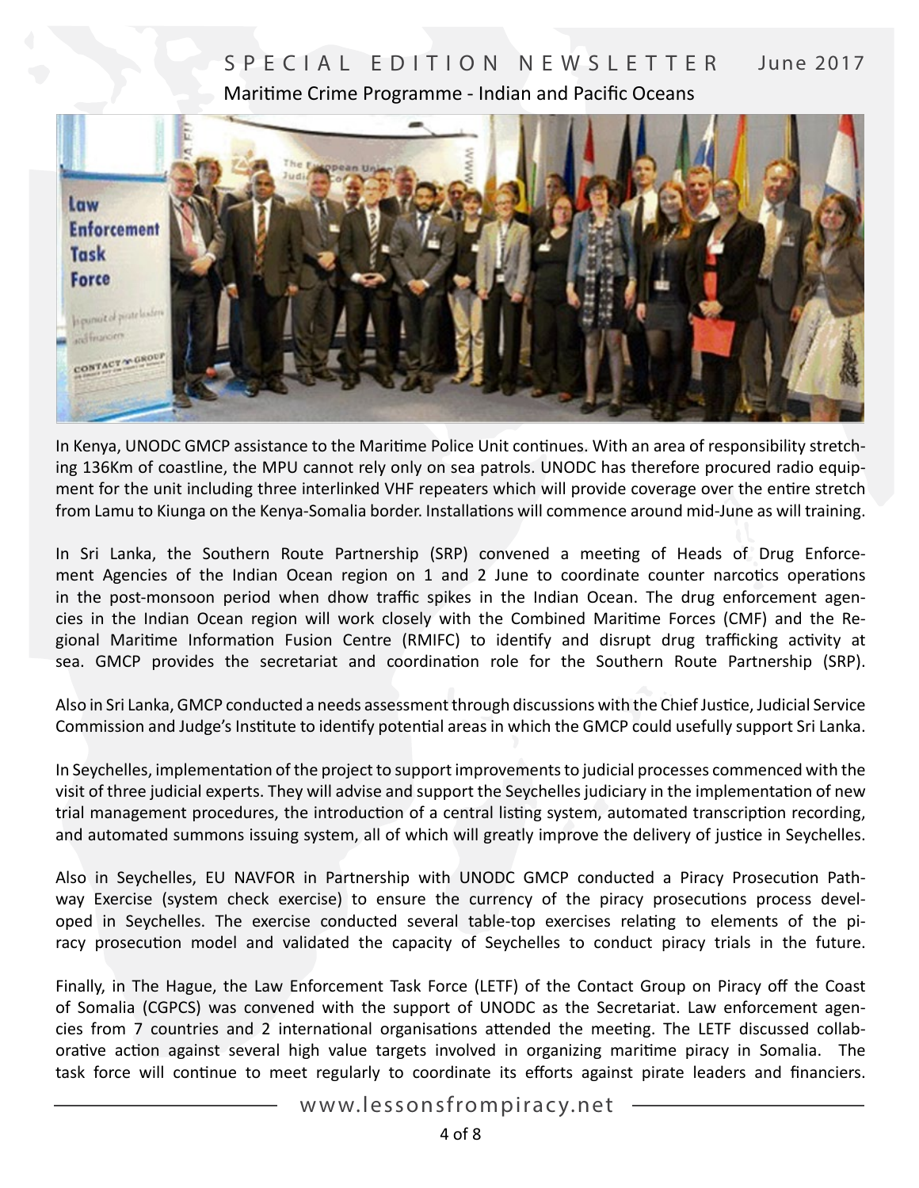In Kenya, UNODC GMCP assistance to the Maritime Police Unit continues. With an area of responsibility stretching 136Km of coastline, the MPU cannot rely only on sea patrols. UNODC has therefore procured radio equipment for the unit including three interlinked VHF repeaters which will provide coverage over the entire stretch from Lamu to Kiunga on the Kenya-Somalia border. Installations will commence around mid-June as will training.

In Sri Lanka, the Southern Route Partnership (SRP) convened a meeting of Heads of Drug Enforcement Agencies of the Indian Ocean region on 1 and 2 June to coordinate counter narcotics operations in the post-monsoon period when dhow traffic spikes in the Indian Ocean. The drug enforcement agencies in the Indian Ocean region will work closely with the Combined Maritime Forces (CMF) and the Regional Maritime Information Fusion Centre (RMIFC) to identify and disrupt drug trafficking activity at sea. GMCP provides the secretariat and coordination role for the Southern Route Partnership (SRP).

Also in Sri Lanka, GMCP conducted a needs assessment through discussions with the Chief Justice, Judicial Service Commission and Judge's Institute to identify potential areas in which the GMCP could usefully support Sri Lanka.

In Seychelles, implementation of the project to support improvements to judicial processes commenced with the visit of three judicial experts. They will advise and support the Seychelles judiciary in the implementation of new trial management procedures, the introduction of a central listing system, automated transcription recording, and automated summons issuing system, all of which will greatly improve the delivery of justice in Seychelles.

Also in Seychelles, EU NAVFOR in Partnership with UNODC GMCP conducted a Piracy Prosecution Pathway Exercise (system check exercise) to ensure the currency of the piracy prosecutions process developed in Seychelles. The exercise conducted several table-top exercises relating to elements of the piracy prosecution model and validated the capacity of Seychelles to conduct piracy trials in the future.

Finally, in The Hague, the Law Enforcement Task Force (LETF) of the Contact Group on Piracy off the Coast of Somalia (CGPCS) was convened with the support of UNODC as the Secretariat. Law enforcement agencies from 7 countries and 2 international organisations attended the meeting. The LETF discussed collaborative action against several high value targets involved in organizing maritime piracy in Somalia. The task force will continue to meet regularly to coordinate its efforts against pirate leaders and financiers.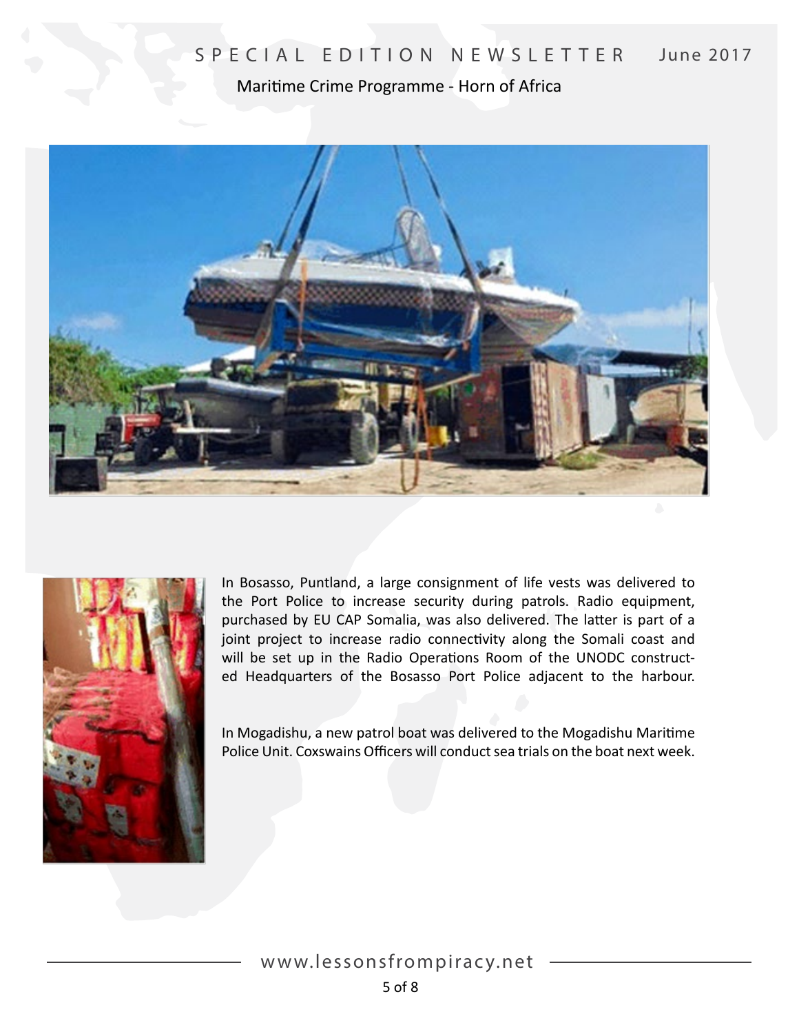In Bosasso, Puntland, a large consignment of life vests was delivered to the Port Police to increase security during patrols. Radio equipment, purchased by EU CAP Somalia, was also delivered. The latter is part of a joint project to increase radio connectivity along the Somali coast and will be set up in the Radio Operations Room of the UNODC constructed Headquarters of the Bosasso Port Police adjacent to the harbour.

In Mogadishu, a new patrol boat was delivered to the Mogadishu Maritime Police Unit. Coxswains Officers will conduct sea trials on the boat next week.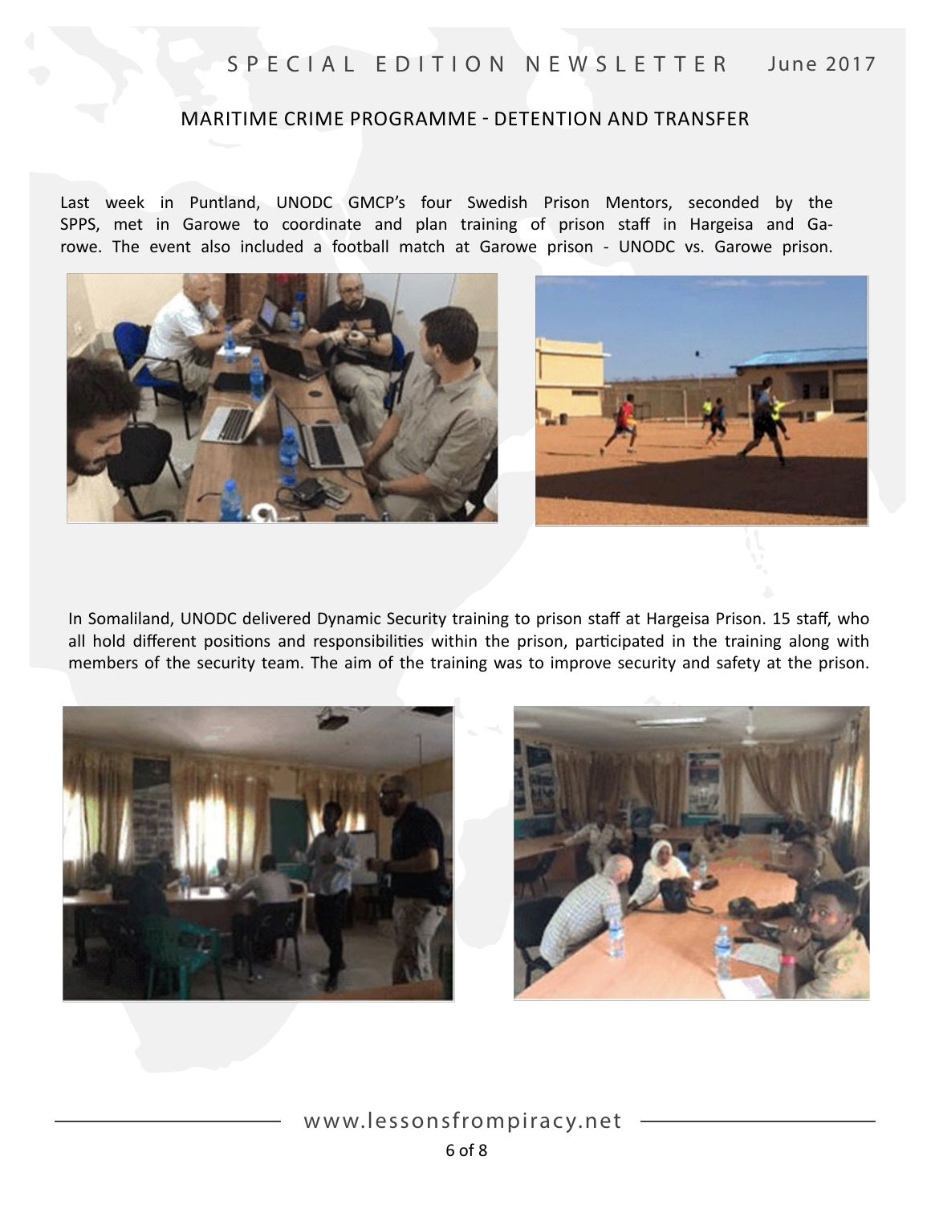## MARITIME CRIME PROGRAMME - DETENTION AND TRANSFER

Last week in Puntland, UNODC GMCP's four Swedish Prison Mentors, seconded by the SPPS, met in Garowe to coordinate and plan training of prison staff in Hargeisa and Garowe. The event also included a football match at Garowe prison - UNODC vs. Garowe prison.

In Somaliland, UNODC delivered Dynamic Security training to prison staff at Hargeisa Prison. 15 staff, who all hold different positions and responsibilities within the prison, participated in the training along with members of the security team. The aim of the training was to improve security and safety at the prison.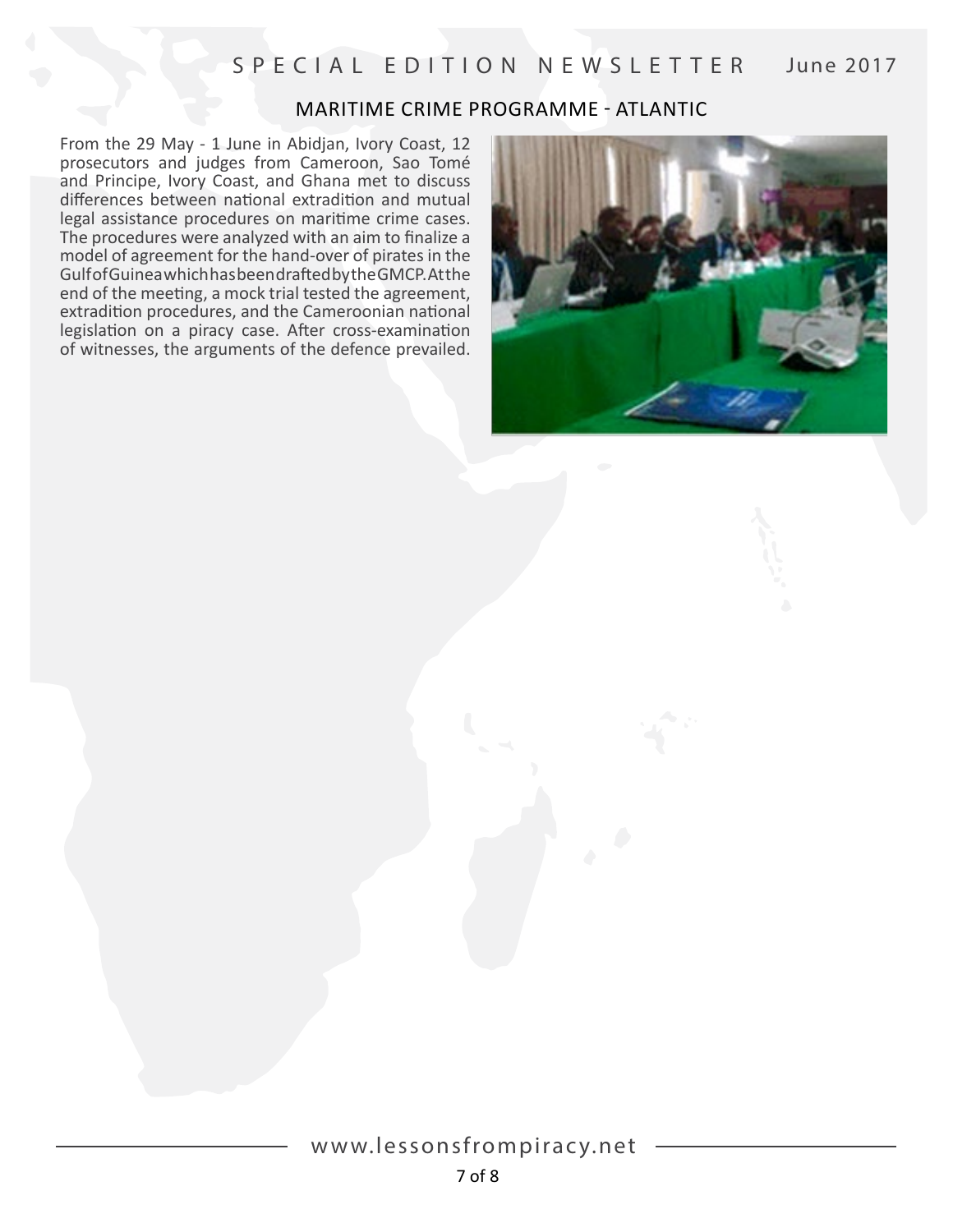## MARITIME CRIME PROGRAMME - ATLANTIC

From the 29 May - 1 June in Abidjan, Ivory Coast, 12 prosecutors and judges from Cameroon, Sao Tomé and Principe, Ivory Coast, and Ghana met to discuss differences between national extradition and mutual legal assistance procedures on maritime crime cases. The procedures were analyzed with an aim to finalize a model of agreement for the hand-over of pirates in the Gulf of Guinea which has been drafted by the GMCP. At the end of the meeting, a mock trial tested the agreement, extradition procedures, and the Cameroonian national legislation on a piracy case. After cross-examination of witnesses, the arguments of the defence prevailed.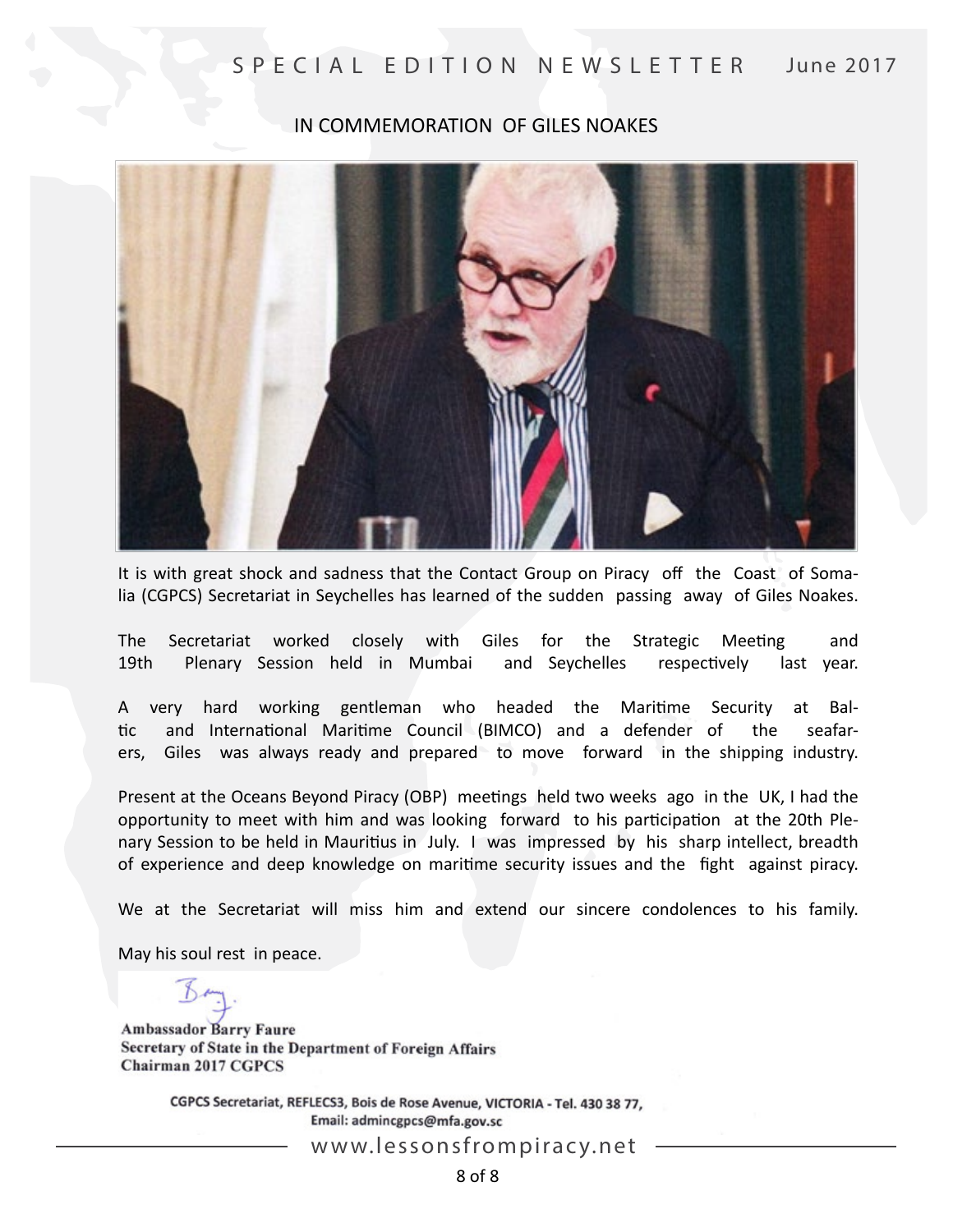SPECIAL EDITION NEWSLETTER June 2017

## IN COMMEMORATION OF GILES NOAKES

It is with great shock and sadness that the Contact Group on Piracy off the Coast of Somalia (CGPCS) Secretariat in Seychelles has learned of the sudden passing away of Giles Noakes.

The Secretariat worked closely with Giles for the Strategic Meeting and 19th Plenary Session held in Mumbai and Seychelles respectively last year.

A very hard working gentleman who headed the Maritime Security at Baltic and International Maritime Council (BIMCO) and a defender of the seafarers, Giles was always ready and prepared to move forward in the shipping industry.

Present at the Oceans Beyond Piracy (OBP) meetings held two weeks ago in the UK, I had the opportunity to meet with him and was looking forward to his participation at the 20th Plenary Session to be held in Mauritius in July. I was impressed by his sharp intellect, breadth of experience and deep knowledge on maritime security issues and the fight against piracy.

We at the Secretariat will miss him and extend our sincere condolences to his family.

May his soul rest in peace.

**Ambassador Barry Faure**
**Secretary of State in the Department of Foreign Affairs**
**Chairman 2017 CGPCS**

CGPCS Secretariat, REFLECS3, Bois de Rose Avenue, VICTORIA - Tel. 430 38 77,
Email: admincgpcs@mfa.gov.sc

www.lessonsfrompiracy.net